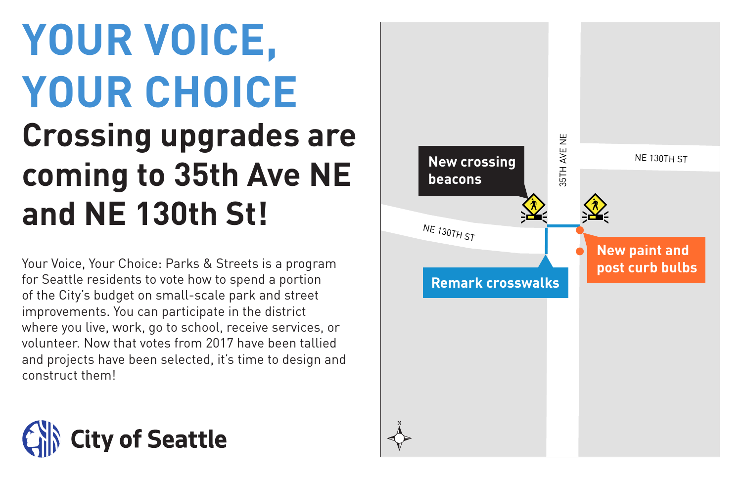# YOUR VOICE, YOUR CHOICE

## Crossing upgrades are coming to 35th Ave NE and NE 130th St!

Your Voice, Your Choice: Parks & Streets is a program for Seattle residents to vote how to spend a portion of the City's budget on small-scale park and street improvements. You can participate in the district where you live, work, go to school, receive services, or volunteer. Now that votes from 2017 have been tallied and projects have been selected, it's time to design and construct them!

City of Seattle

New crossing beacons

35TH AVE NE

NE 130TH ST

NE 130TH ST

Remark crosswalks

New paint and post curb bulbs

N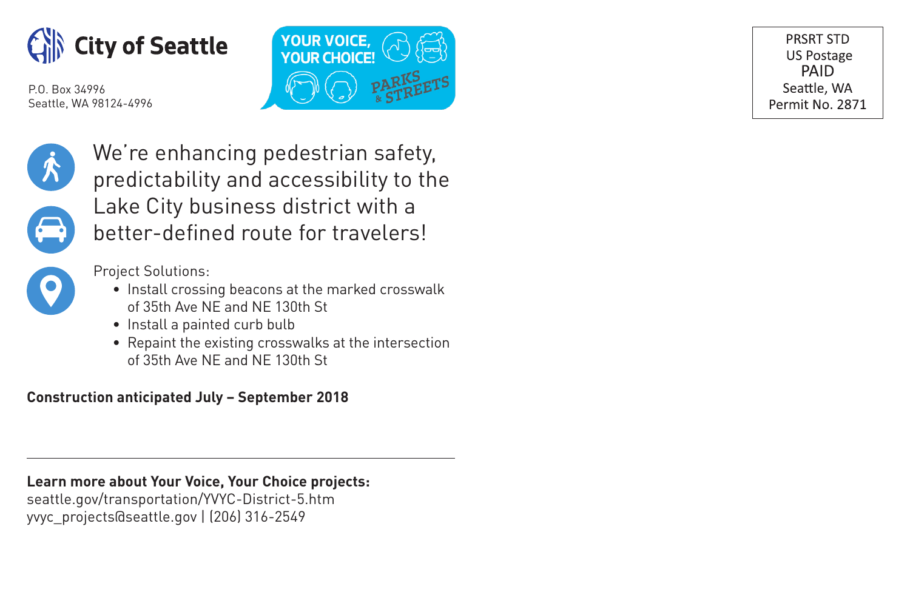**City of Seattle**

P.O. Box 34996
Seattle, WA 98124-4996

YOUR VOICE, YOUR CHOICE! PARKS & STREETS

PRSRT STD
US Postage
PAID
Seattle, WA
Permit No. 2871

We're enhancing pedestrian safety, predictability and accessibility to the Lake City business district with a better-defined route for travelers!

Project Solutions:

- Install crossing beacons at the marked crosswalk of 35th Ave NE and NE 130th St
- Install a painted curb bulb
- Repaint the existing crosswalks at the intersection of 35th Ave NE and NE 130th St

**Construction anticipated July – September 2018**

---

**Learn more about Your Voice, Your Choice projects:**
seattle.gov/transportation/YVYC-District-5.htm
yvyc_projects@seattle.gov | (206) 316-2549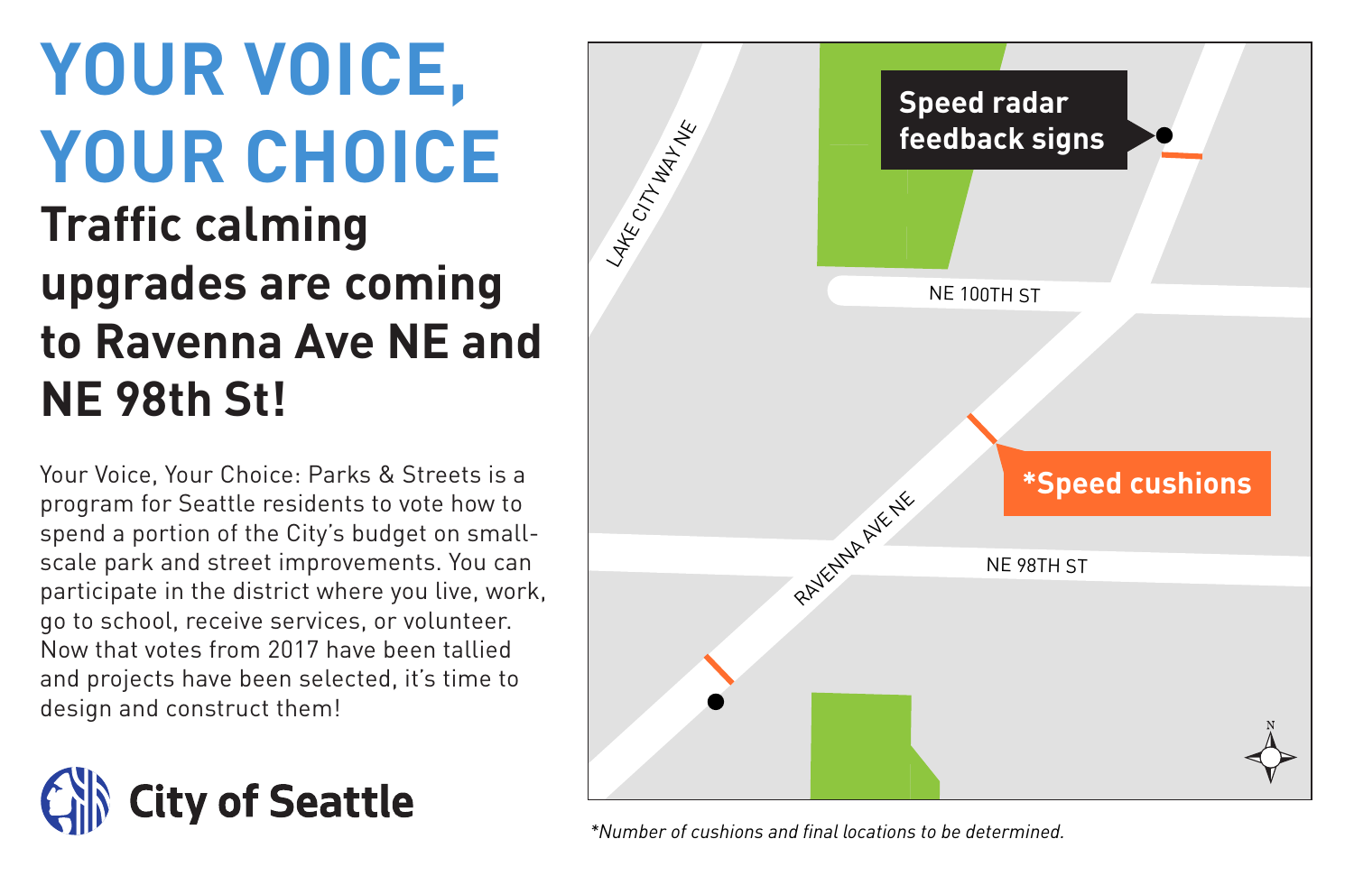# YOUR VOICE, YOUR CHOICE

## Traffic calming upgrades are coming to Ravenna Ave NE and NE 98th St!

Your Voice, Your Choice: Parks & Streets is a program for Seattle residents to vote how to spend a portion of the City's budget on small-scale park and street improvements. You can participate in the district where you live, work, go to school, receive services, or volunteer. Now that votes from 2017 have been tallied and projects have been selected, it's time to design and construct them!

City of Seattle

LAKE CITY WAY NE

**Speed radar feedback signs**

NE 100TH ST

**\*Speed cushions**

RAVENNA AVE NE

NE 98TH ST

N

*\*Number of cushions and final locations to be determined.*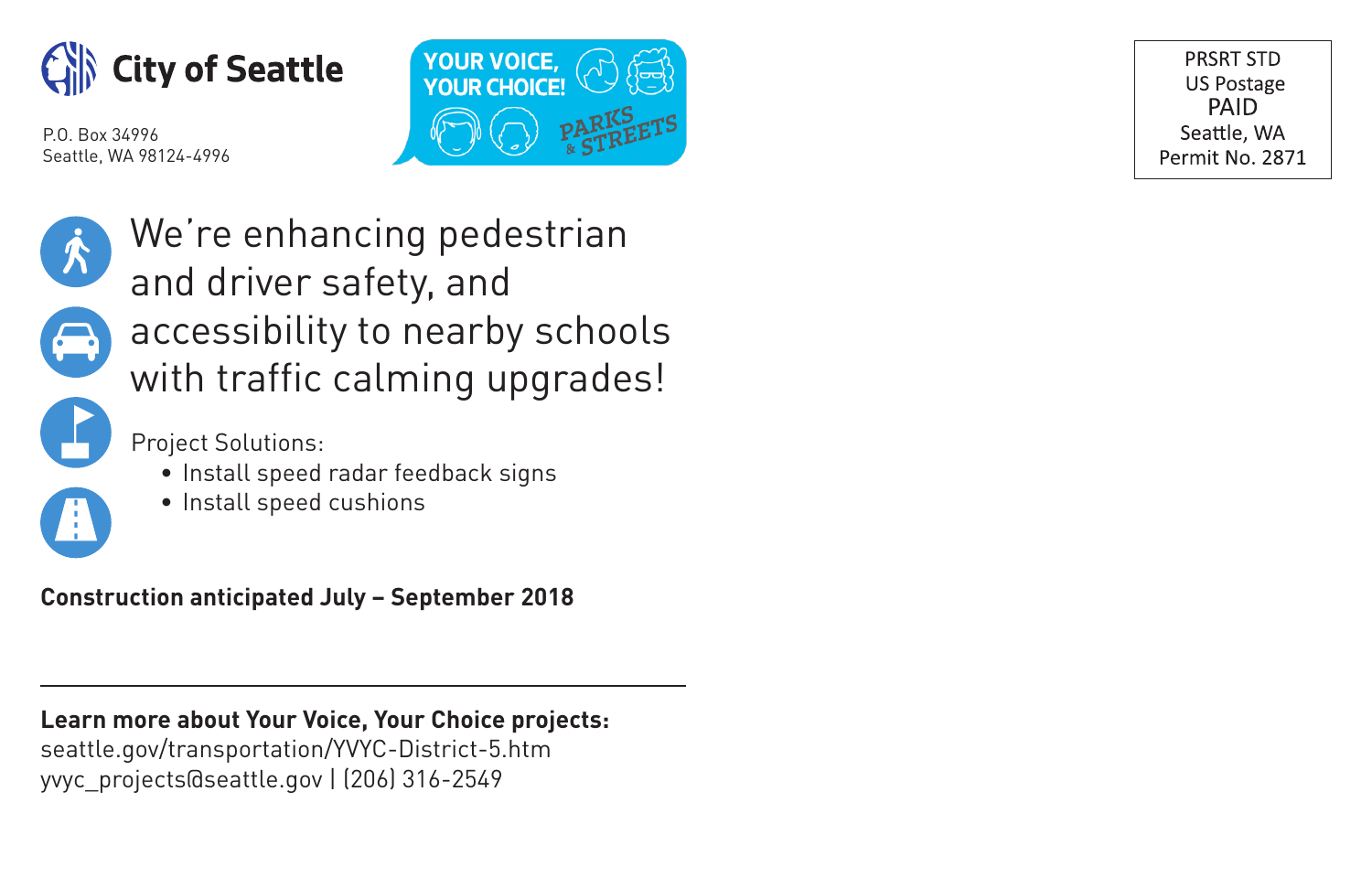**City of Seattle**

P.O. Box 34996
Seattle, WA 98124-4996

YOUR VOICE, YOUR CHOICE! PARKS & STREETS

PRSRT STD
US Postage
PAID
Seattle, WA
Permit No. 2871

# We're enhancing pedestrian and driver safety, and accessibility to nearby schools with traffic calming upgrades!

Project Solutions:

- Install speed radar feedback signs
- Install speed cushions

**Construction anticipated July – September 2018**

---

**Learn more about Your Voice, Your Choice projects:**
seattle.gov/transportation/YVYC-District-5.htm
yvyc_projects@seattle.gov | (206) 316-2549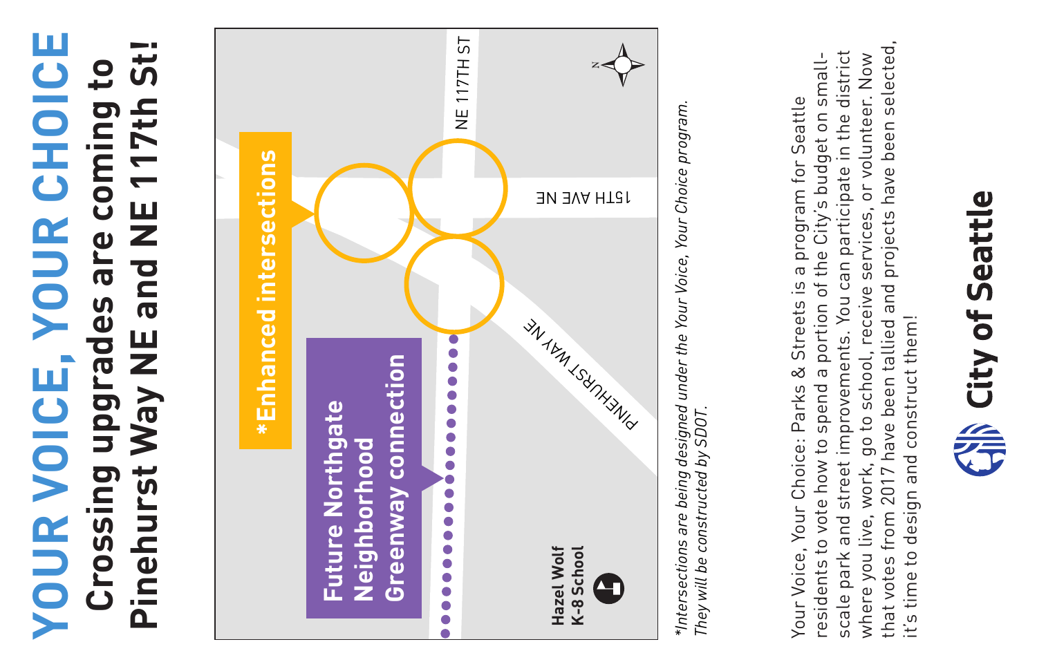# YOUR VOICE, YOUR CHOICE

## Crossing upgrades are coming to Pinehurst Way NE and NE 117th St!

NE 117TH ST

15TH AVE NE

PINEHURST WAY NE

*Enhanced intersections

Future Northgate Neighborhood Greenway connection

Hazel Wolf K-8 School

N

*Intersections are being designed under the Your Voice, Your Choice program. They will be constructed by SDOT.*

Your Voice, Your Choice: Parks & Streets is a program for Seattle residents to vote how to spend a portion of the City's budget on small-scale park and street improvements. You can participate in the district where you live, work, go to school, receive services, or volunteer. Now that votes from 2017 have been tallied and projects have been selected, it's time to design and construct them!

**City of Seattle**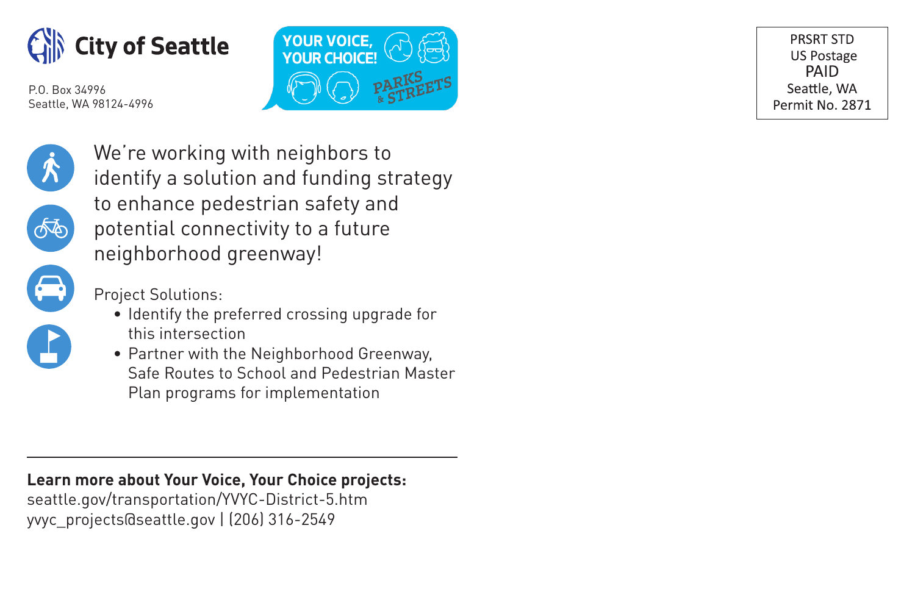**City of Seattle**

P.O. Box 34996
Seattle, WA 98124-4996

YOUR VOICE, YOUR CHOICE! PARKS & STREETS

PRSRT STD
US Postage
PAID
Seattle, WA
Permit No. 2871

We're working with neighbors to identify a solution and funding strategy to enhance pedestrian safety and potential connectivity to a future neighborhood greenway!

Project Solutions:

- Identify the preferred crossing upgrade for this intersection
- Partner with the Neighborhood Greenway, Safe Routes to School and Pedestrian Master Plan programs for implementation

---

**Learn more about Your Voice, Your Choice projects:**
seattle.gov/transportation/YVYC-District-5.htm
yvyc_projects@seattle.gov | (206) 316-2549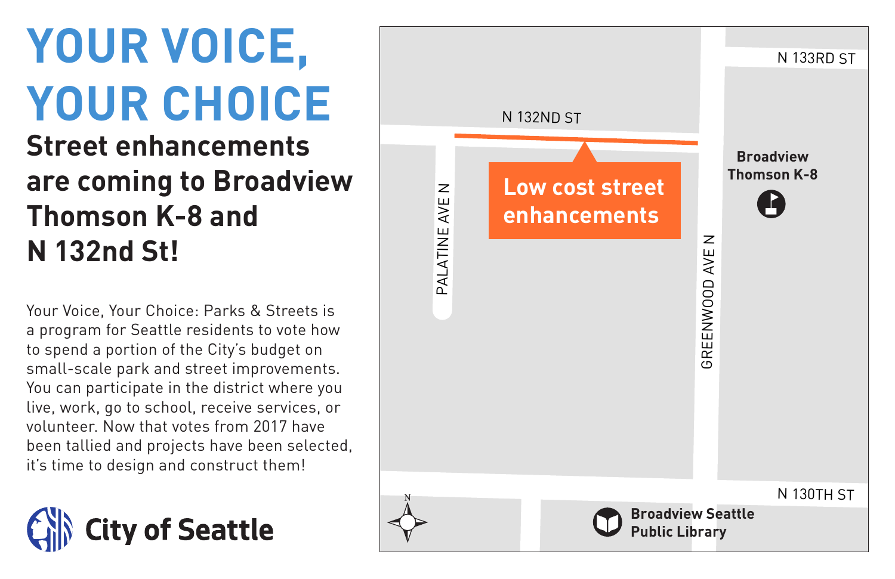# YOUR VOICE, YOUR CHOICE

## Street enhancements are coming to Broadview Thomson K-8 and N 132nd St!

Your Voice, Your Choice: Parks & Streets is a program for Seattle residents to vote how to spend a portion of the City's budget on small-scale park and street improvements. You can participate in the district where you live, work, go to school, receive services, or volunteer. Now that votes from 2017 have been tallied and projects have been selected, it's time to design and construct them!

City of Seattle

N 133RD ST

N 132ND ST

**Low cost street enhancements**

PALATINE AVE N

GREENWOOD AVE N

**Broadview Thomson K-8**

N 130TH ST

**Broadview Seattle Public Library**

N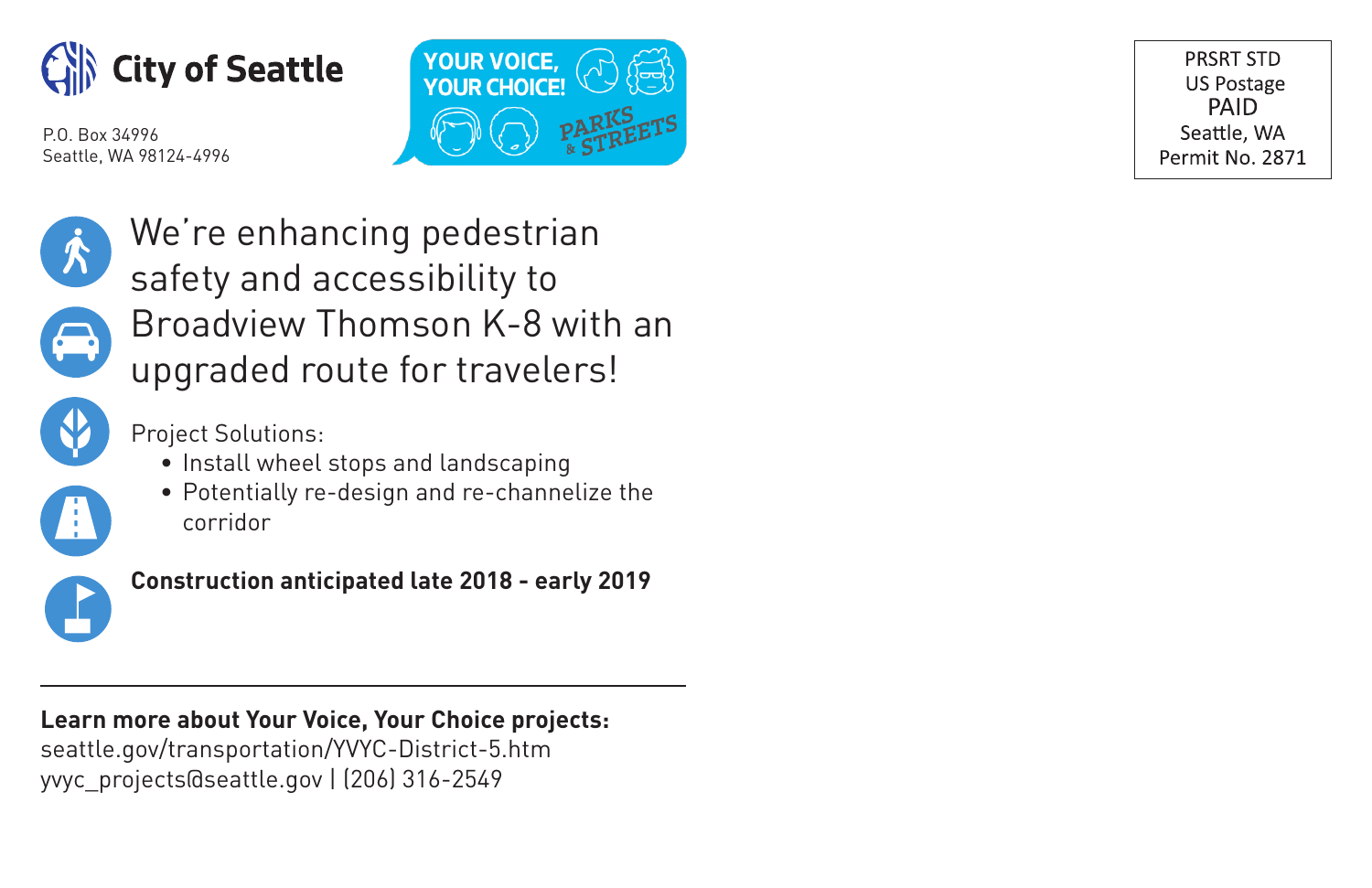**City of Seattle**

P.O. Box 34996
Seattle, WA 98124-4996

YOUR VOICE, YOUR CHOICE! PARKS & STREETS

PRSRT STD
US Postage
PAID
Seattle, WA
Permit No. 2871

# We're enhancing pedestrian safety and accessibility to Broadview Thomson K-8 with an upgraded route for travelers!

Project Solutions:

- Install wheel stops and landscaping
- Potentially re-design and re-channelize the corridor

**Construction anticipated late 2018 - early 2019**

---

**Learn more about Your Voice, Your Choice projects:**
seattle.gov/transportation/YVYC-District-5.htm
yvyc_projects@seattle.gov | (206) 316-2549